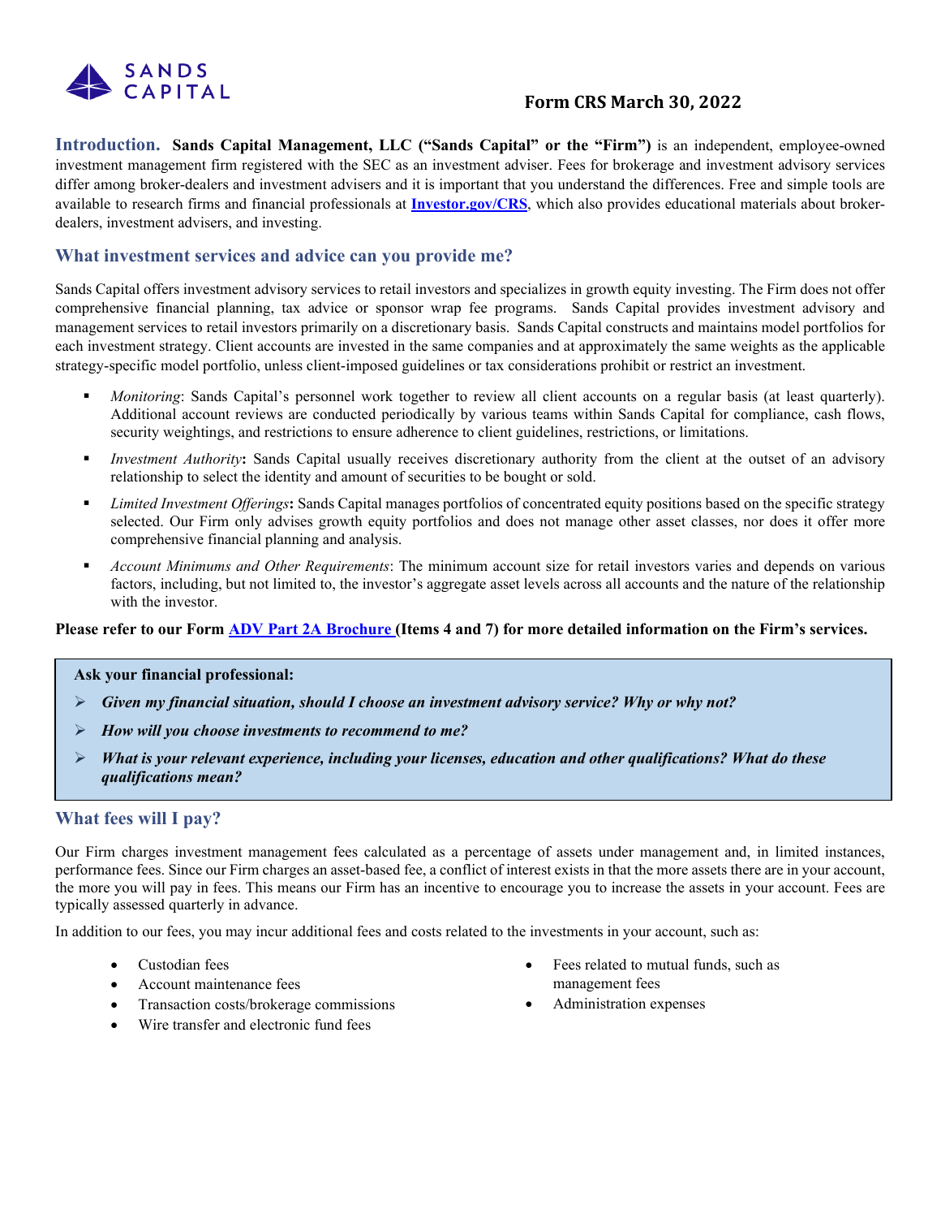SANDS CAPITAL

**Form CRS March 30, 2022**

**Introduction.** **Sands Capital Management, LLC ("Sands Capital" or the "Firm")** is an independent, employee-owned investment management firm registered with the SEC as an investment adviser. Fees for brokerage and investment advisory services differ among broker-dealers and investment advisers and it is important that you understand the differences. Free and simple tools are available to research firms and financial professionals at **[Investor.gov/CRS](Investor.gov/CRS)**, which also provides educational materials about broker-dealers, investment advisers, and investing.

## What investment services and advice can you provide me?

Sands Capital offers investment advisory services to retail investors and specializes in growth equity investing. The Firm does not offer comprehensive financial planning, tax advice or sponsor wrap fee programs. Sands Capital provides investment advisory and management services to retail investors primarily on a discretionary basis. Sands Capital constructs and maintains model portfolios for each investment strategy. Client accounts are invested in the same companies and at approximately the same weights as the applicable strategy-specific model portfolio, unless client-imposed guidelines or tax considerations prohibit or restrict an investment.

- *Monitoring*: Sands Capital's personnel work together to review all client accounts on a regular basis (at least quarterly). Additional account reviews are conducted periodically by various teams within Sands Capital for compliance, cash flows, security weightings, and restrictions to ensure adherence to client guidelines, restrictions, or limitations.
- *Investment Authority***:** Sands Capital usually receives discretionary authority from the client at the outset of an advisory relationship to select the identity and amount of securities to be bought or sold.
- *Limited Investment Offerings***:** Sands Capital manages portfolios of concentrated equity positions based on the specific strategy selected. Our Firm only advises growth equity portfolios and does not manage other asset classes, nor does it offer more comprehensive financial planning and analysis.
- *Account Minimums and Other Requirements*: The minimum account size for retail investors varies and depends on various factors, including, but not limited to, the investor's aggregate asset levels across all accounts and the nature of the relationship with the investor.

**Please refer to our Form ADV Part 2A Brochure (Items 4 and 7) for more detailed information on the Firm's services.**

**Ask your financial professional:**

- ***Given my financial situation, should I choose an investment advisory service? Why or why not?***
- ***How will you choose investments to recommend to me?***
- ***What is your relevant experience, including your licenses, education and other qualifications? What do these qualifications mean?***

## What fees will I pay?

Our Firm charges investment management fees calculated as a percentage of assets under management and, in limited instances, performance fees. Since our Firm charges an asset-based fee, a conflict of interest exists in that the more assets there are in your account, the more you will pay in fees. This means our Firm has an incentive to encourage you to increase the assets in your account. Fees are typically assessed quarterly in advance.

In addition to our fees, you may incur additional fees and costs related to the investments in your account, such as:

- Custodian fees
- Account maintenance fees
- Transaction costs/brokerage commissions
- Wire transfer and electronic fund fees
- Fees related to mutual funds, such as management fees
- Administration expenses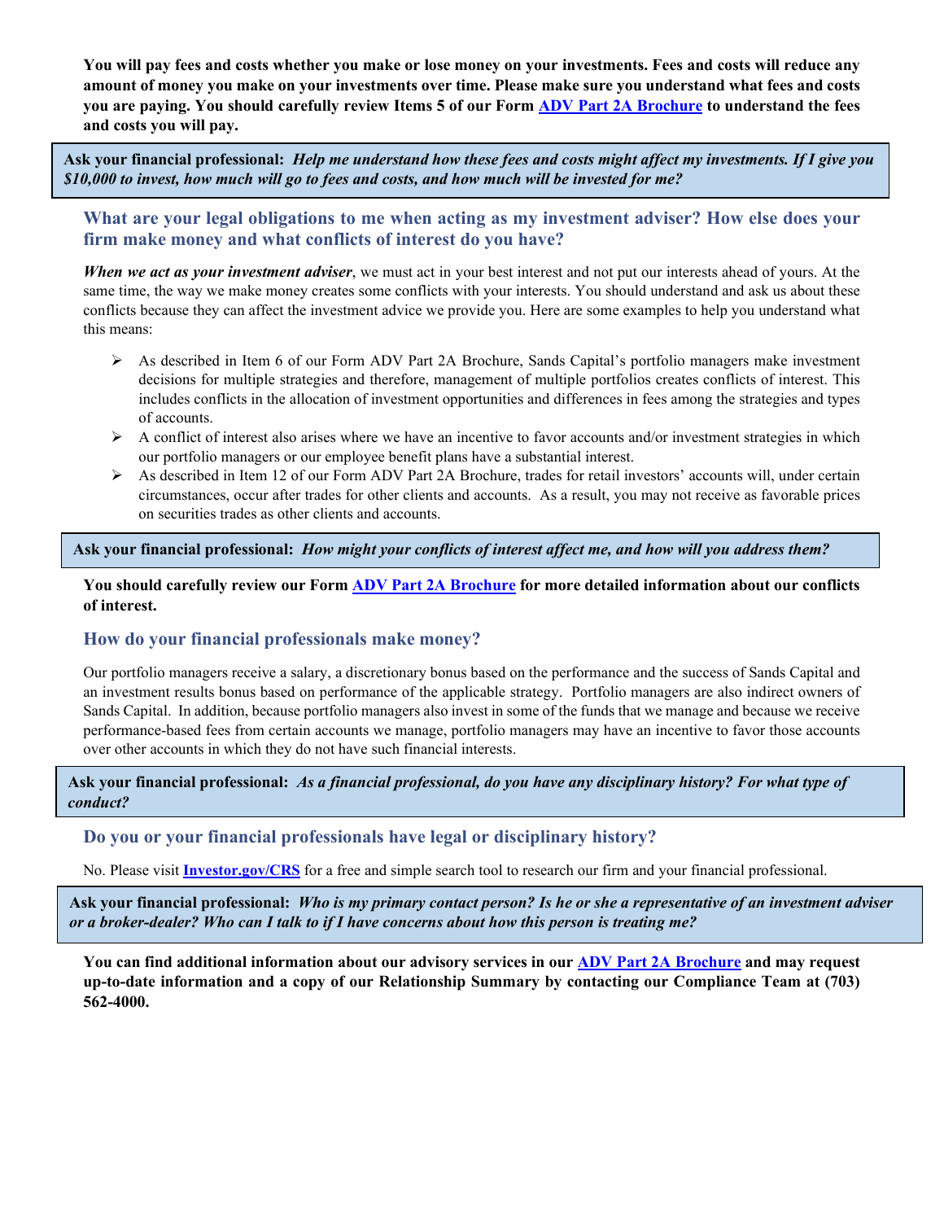**You will pay fees and costs whether you make or lose money on your investments. Fees and costs will reduce any amount of money you make on your investments over time. Please make sure you understand what fees and costs you are paying. You should carefully review Items 5 of our Form [ADV Part 2A Brochure] to understand the fees and costs you will pay.**

**Ask your financial professional:** ***Help me understand how these fees and costs might affect my investments. If I give you $10,000 to invest, how much will go to fees and costs, and how much will be invested for me?***

## What are your legal obligations to me when acting as my investment adviser? How else does your firm make money and what conflicts of interest do you have?

***When we act as your investment adviser***, we must act in your best interest and not put our interests ahead of yours. At the same time, the way we make money creates some conflicts with your interests. You should understand and ask us about these conflicts because they can affect the investment advice we provide you. Here are some examples to help you understand what this means:

- As described in Item 6 of our Form ADV Part 2A Brochure, Sands Capital's portfolio managers make investment decisions for multiple strategies and therefore, management of multiple portfolios creates conflicts of interest. This includes conflicts in the allocation of investment opportunities and differences in fees among the strategies and types of accounts.
- A conflict of interest also arises where we have an incentive to favor accounts and/or investment strategies in which our portfolio managers or our employee benefit plans have a substantial interest.
- As described in Item 12 of our Form ADV Part 2A Brochure, trades for retail investors' accounts will, under certain circumstances, occur after trades for other clients and accounts. As a result, you may not receive as favorable prices on securities trades as other clients and accounts.

**Ask your financial professional:** ***How might your conflicts of interest affect me, and how will you address them?***

**You should carefully review our Form [ADV Part 2A Brochure] for more detailed information about our conflicts of interest.**

## How do your financial professionals make money?

Our portfolio managers receive a salary, a discretionary bonus based on the performance and the success of Sands Capital and an investment results bonus based on performance of the applicable strategy. Portfolio managers are also indirect owners of Sands Capital. In addition, because portfolio managers also invest in some of the funds that we manage and because we receive performance-based fees from certain accounts we manage, portfolio managers may have an incentive to favor those accounts over other accounts in which they do not have such financial interests.

**Ask your financial professional:** ***As a financial professional, do you have any disciplinary history? For what type of conduct?***

## Do you or your financial professionals have legal or disciplinary history?

No. Please visit **[Investor.gov/CRS]** for a free and simple search tool to research our firm and your financial professional.

**Ask your financial professional:** ***Who is my primary contact person? Is he or she a representative of an investment adviser or a broker-dealer? Who can I talk to if I have concerns about how this person is treating me?***

**You can find additional information about our advisory services in our [ADV Part 2A Brochure] and may request up-to-date information and a copy of our Relationship Summary by contacting our Compliance Team at (703) 562-4000.**